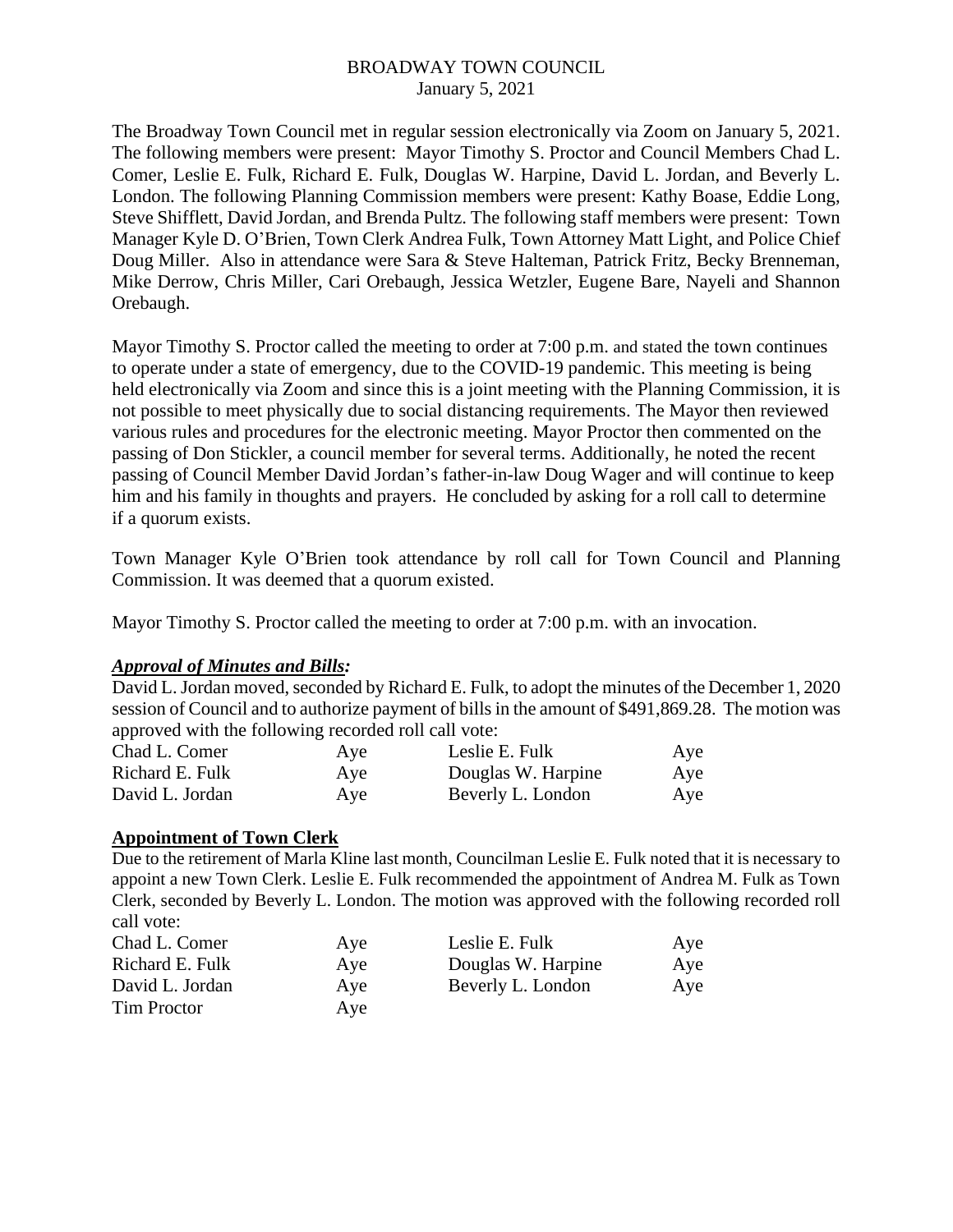# BROADWAY TOWN COUNCIL
January 5, 2021

The Broadway Town Council met in regular session electronically via Zoom on January 5, 2021. The following members were present: Mayor Timothy S. Proctor and Council Members Chad L. Comer, Leslie E. Fulk, Richard E. Fulk, Douglas W. Harpine, David L. Jordan, and Beverly L. London. The following Planning Commission members were present: Kathy Boase, Eddie Long, Steve Shifflett, David Jordan, and Brenda Pultz. The following staff members were present: Town Manager Kyle D. O'Brien, Town Clerk Andrea Fulk, Town Attorney Matt Light, and Police Chief Doug Miller. Also in attendance were Sara & Steve Halteman, Patrick Fritz, Becky Brenneman, Mike Derrow, Chris Miller, Cari Orebaugh, Jessica Wetzler, Eugene Bare, Nayeli and Shannon Orebaugh.

Mayor Timothy S. Proctor called the meeting to order at 7:00 p.m. and stated the town continues to operate under a state of emergency, due to the COVID-19 pandemic. This meeting is being held electronically via Zoom and since this is a joint meeting with the Planning Commission, it is not possible to meet physically due to social distancing requirements. The Mayor then reviewed various rules and procedures for the electronic meeting. Mayor Proctor then commented on the passing of Don Stickler, a council member for several terms. Additionally, he noted the recent passing of Council Member David Jordan's father-in-law Doug Wager and will continue to keep him and his family in thoughts and prayers. He concluded by asking for a roll call to determine if a quorum exists.

Town Manager Kyle O'Brien took attendance by roll call for Town Council and Planning Commission. It was deemed that a quorum existed.

Mayor Timothy S. Proctor called the meeting to order at 7:00 p.m. with an invocation.

***Approval of Minutes and Bills:***

David L. Jordan moved, seconded by Richard E. Fulk, to adopt the minutes of the December 1, 2020 session of Council and to authorize payment of bills in the amount of $491,869.28. The motion was approved with the following recorded roll call vote:

| | | | |
|---|---|---|---|
| Chad L. Comer | Aye | Leslie E. Fulk | Aye |
| Richard E. Fulk | Aye | Douglas W. Harpine | Aye |
| David L. Jordan | Aye | Beverly L. London | Aye |

**Appointment of Town Clerk**

Due to the retirement of Marla Kline last month, Councilman Leslie E. Fulk noted that it is necessary to appoint a new Town Clerk. Leslie E. Fulk recommended the appointment of Andrea M. Fulk as Town Clerk, seconded by Beverly L. London. The motion was approved with the following recorded roll call vote:

| | | | |
|---|---|---|---|
| Chad L. Comer | Aye | Leslie E. Fulk | Aye |
| Richard E. Fulk | Aye | Douglas W. Harpine | Aye |
| David L. Jordan | Aye | Beverly L. London | Aye |
| Tim Proctor | Aye | | |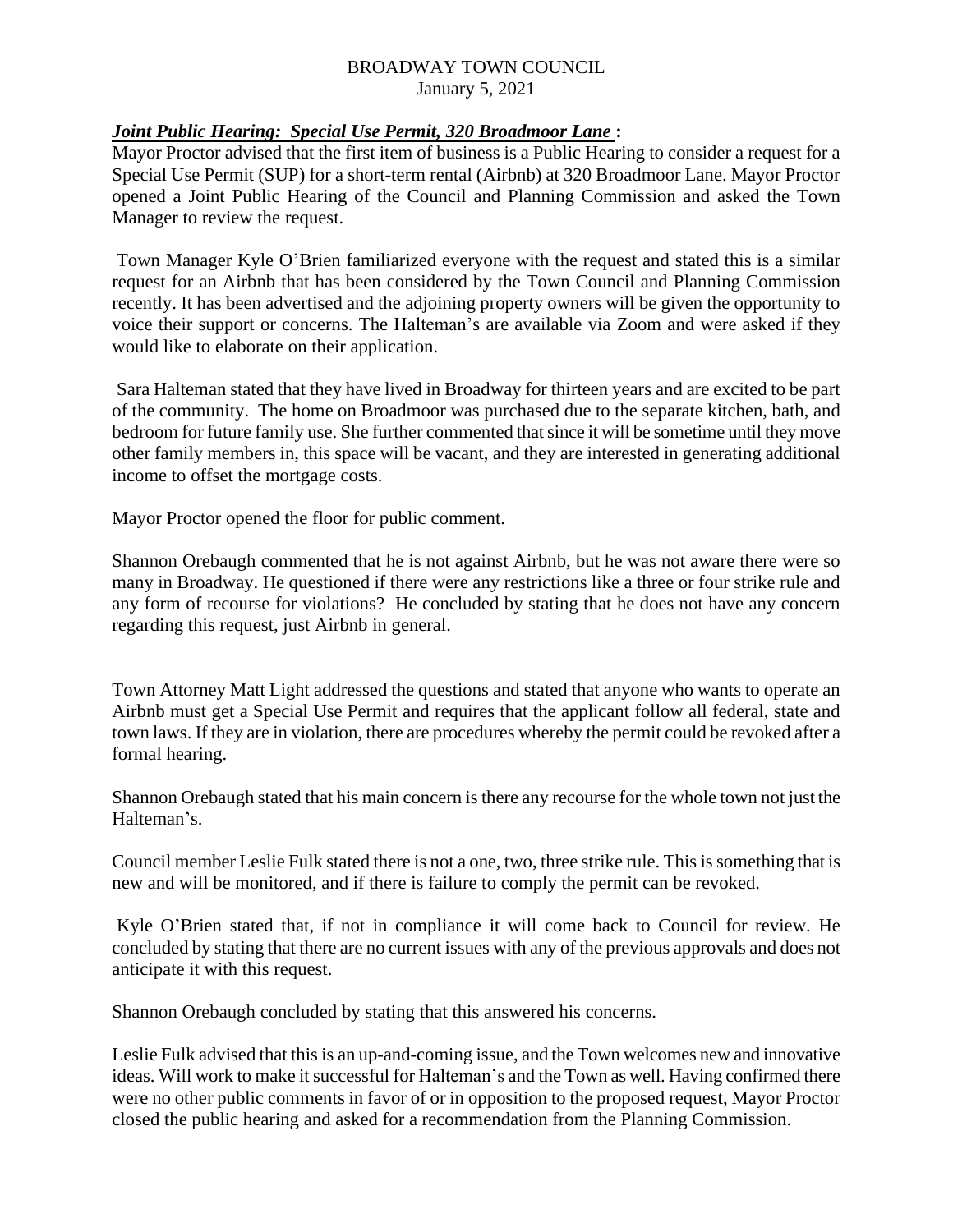BROADWAY TOWN COUNCIL
January 5, 2021

***Joint Public Hearing: Special Use Permit, 320 Broadmoor Lane* :**

Mayor Proctor advised that the first item of business is a Public Hearing to consider a request for a Special Use Permit (SUP) for a short-term rental (Airbnb) at 320 Broadmoor Lane. Mayor Proctor opened a Joint Public Hearing of the Council and Planning Commission and asked the Town Manager to review the request.

Town Manager Kyle O'Brien familiarized everyone with the request and stated this is a similar request for an Airbnb that has been considered by the Town Council and Planning Commission recently. It has been advertised and the adjoining property owners will be given the opportunity to voice their support or concerns. The Halteman's are available via Zoom and were asked if they would like to elaborate on their application.

Sara Halteman stated that they have lived in Broadway for thirteen years and are excited to be part of the community. The home on Broadmoor was purchased due to the separate kitchen, bath, and bedroom for future family use. She further commented that since it will be sometime until they move other family members in, this space will be vacant, and they are interested in generating additional income to offset the mortgage costs.

Mayor Proctor opened the floor for public comment.

Shannon Orebaugh commented that he is not against Airbnb, but he was not aware there were so many in Broadway. He questioned if there were any restrictions like a three or four strike rule and any form of recourse for violations? He concluded by stating that he does not have any concern regarding this request, just Airbnb in general.

Town Attorney Matt Light addressed the questions and stated that anyone who wants to operate an Airbnb must get a Special Use Permit and requires that the applicant follow all federal, state and town laws. If they are in violation, there are procedures whereby the permit could be revoked after a formal hearing.

Shannon Orebaugh stated that his main concern is there any recourse for the whole town not just the Halteman's.

Council member Leslie Fulk stated there is not a one, two, three strike rule. This is something that is new and will be monitored, and if there is failure to comply the permit can be revoked.

Kyle O'Brien stated that, if not in compliance it will come back to Council for review. He concluded by stating that there are no current issues with any of the previous approvals and does not anticipate it with this request.

Shannon Orebaugh concluded by stating that this answered his concerns.

Leslie Fulk advised that this is an up-and-coming issue, and the Town welcomes new and innovative ideas. Will work to make it successful for Halteman's and the Town as well. Having confirmed there were no other public comments in favor of or in opposition to the proposed request, Mayor Proctor closed the public hearing and asked for a recommendation from the Planning Commission.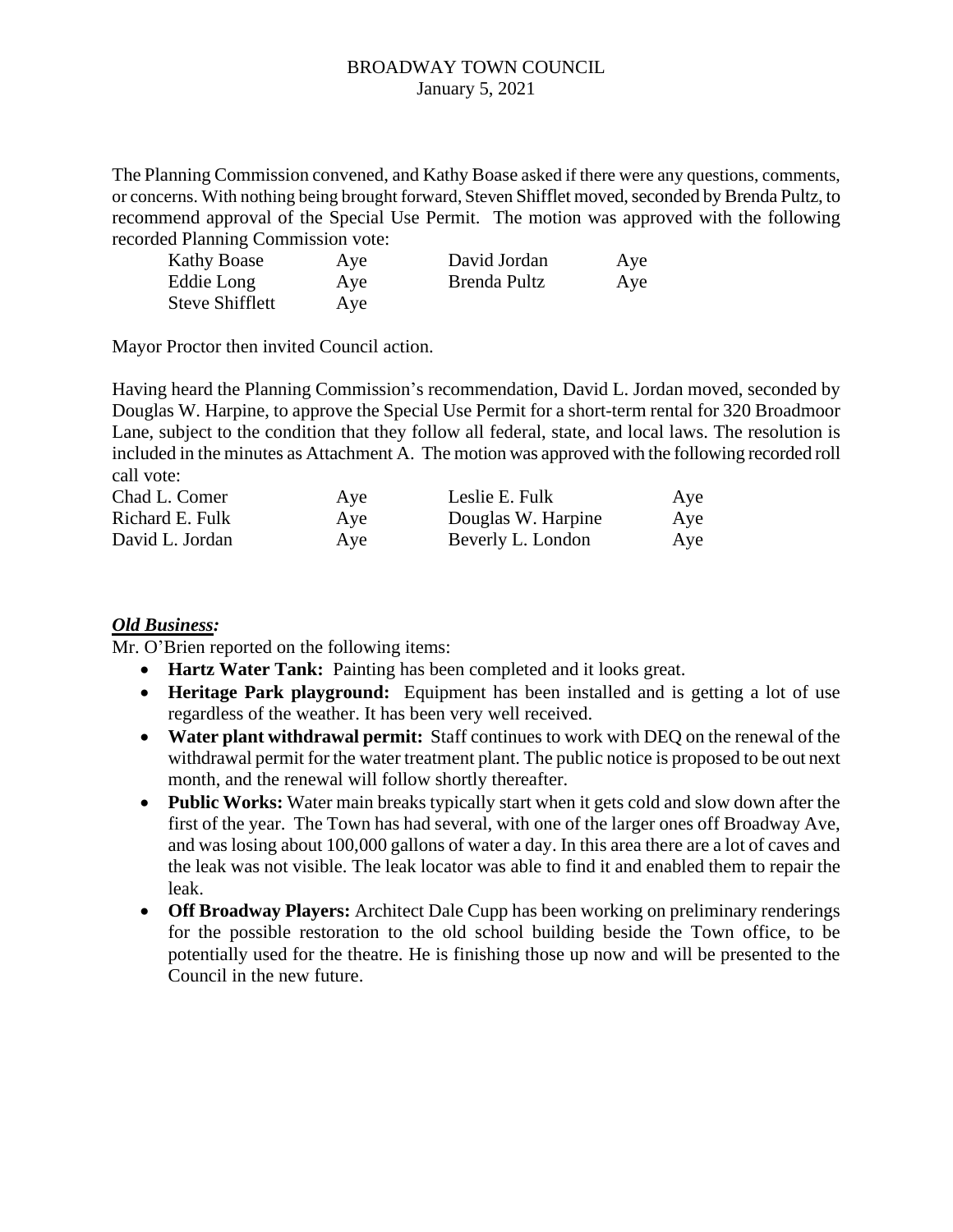The Planning Commission convened, and Kathy Boase asked if there were any questions, comments, or concerns. With nothing being brought forward, Steven Shifflet moved, seconded by Brenda Pultz, to recommend approval of the Special Use Permit. The motion was approved with the following recorded Planning Commission vote:

| | | | |
|---|---|---|---|
| Kathy Boase | Aye | David Jordan | Aye |
| Eddie Long | Aye | Brenda Pultz | Aye |
| Steve Shifflett | Aye | | |

Mayor Proctor then invited Council action.

Having heard the Planning Commission's recommendation, David L. Jordan moved, seconded by Douglas W. Harpine, to approve the Special Use Permit for a short-term rental for 320 Broadmoor Lane, subject to the condition that they follow all federal, state, and local laws. The resolution is included in the minutes as Attachment A. The motion was approved with the following recorded roll call vote:

| | | | |
|---|---|---|---|
| Chad L. Comer | Aye | Leslie E. Fulk | Aye |
| Richard E. Fulk | Aye | Douglas W. Harpine | Aye |
| David L. Jordan | Aye | Beverly L. London | Aye |

***Old Business:***

Mr. O'Brien reported on the following items:

- **Hartz Water Tank:** Painting has been completed and it looks great.
- **Heritage Park playground:** Equipment has been installed and is getting a lot of use regardless of the weather. It has been very well received.
- **Water plant withdrawal permit:** Staff continues to work with DEQ on the renewal of the withdrawal permit for the water treatment plant. The public notice is proposed to be out next month, and the renewal will follow shortly thereafter.
- **Public Works:** Water main breaks typically start when it gets cold and slow down after the first of the year. The Town has had several, with one of the larger ones off Broadway Ave, and was losing about 100,000 gallons of water a day. In this area there are a lot of caves and the leak was not visible. The leak locator was able to find it and enabled them to repair the leak.
- **Off Broadway Players:** Architect Dale Cupp has been working on preliminary renderings for the possible restoration to the old school building beside the Town office, to be potentially used for the theatre. He is finishing those up now and will be presented to the Council in the new future.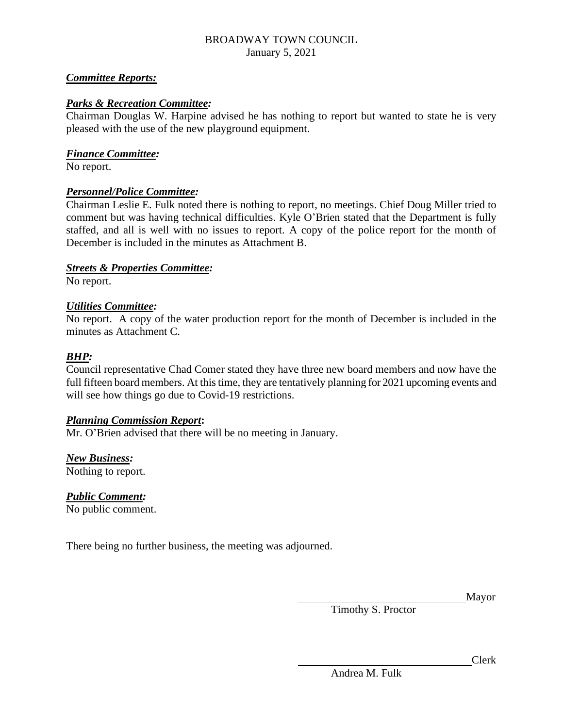BROADWAY TOWN COUNCIL
January 5, 2021

***Committee Reports:***

***Parks & Recreation Committee:***
Chairman Douglas W. Harpine advised he has nothing to report but wanted to state he is very pleased with the use of the new playground equipment.

***Finance Committee:***
No report.

***Personnel/Police Committee:***
Chairman Leslie E. Fulk noted there is nothing to report, no meetings. Chief Doug Miller tried to comment but was having technical difficulties. Kyle O'Brien stated that the Department is fully staffed, and all is well with no issues to report. A copy of the police report for the month of December is included in the minutes as Attachment B.

***Streets & Properties Committee:***
No report.

***Utilities Committee:***
No report. A copy of the water production report for the month of December is included in the minutes as Attachment C.

***BHP:***
Council representative Chad Comer stated they have three new board members and now have the full fifteen board members. At this time, they are tentatively planning for 2021 upcoming events and will see how things go due to Covid-19 restrictions.

***Planning Commission Report*:**
Mr. O'Brien advised that there will be no meeting in January.

***New Business:***
Nothing to report.

***Public Comment:***
No public comment.

There being no further business, the meeting was adjourned.

\_\_\_\_\_\_\_\_\_\_\_\_\_\_\_\_\_\_\_\_\_\_\_\_\_\_\_\_\_\_Mayor
Timothy S. Proctor

\_\_\_\_\_\_\_\_\_\_\_\_\_\_\_\_\_\_\_\_\_\_\_\_\_\_\_\_\_\_Clerk
Andrea M. Fulk